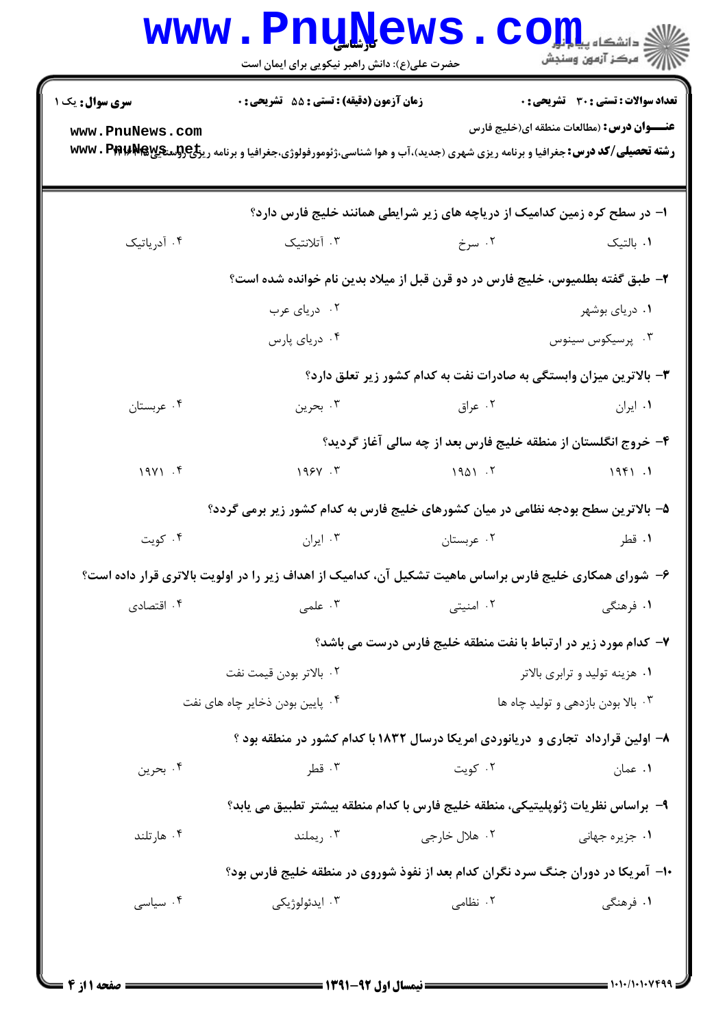**سری سوال:** یک ۱

**زمان آزمون (دقیقه) : تستی : ۵۵ تشریحی : ۰**

**تعداد سوالات : تستی : ۳۰ تشریحی : ۰**

**عنـــوان درس :** (مطالعات منطقه ای(خلیج فارس

**رشته تحصیلی/کد درس :** جغرافیا و برنامه ریزی شهری (جدید)،آب و هوا شناسی،ژئومورفولوژی،جغرافیا و برنامه ریزی روستایی

۱- در سطح کره زمین کدامیک از دریاچه های زیر شرایطی همانند خلیج فارس دارد؟

۱. بالتیک
۲. سرخ
۳. آتلانتیک
۴. آدریاتیک

۲- طبق گفته بطلمیوس، خلیج فارس در دو قرن قبل از میلاد بدین نام خوانده شده است؟

۱. دریای بوشهر
۲. دریای عرب
۳. پرسیکوس سینوس
۴. دریای پارس

۳- بالاترین میزان وابستگی به صادرات نفت به کدام کشور زیر تعلق دارد؟

۱. ایران
۲. عراق
۳. بحرین
۴. عربستان

۴- خروج انگلستان از منطقه خلیج فارس بعد از چه سالی آغاز گردید؟

۱. ۱۹۴۱
۲. ۱۹۵۱
۳. ۱۹۶۷
۴. ۱۹۷۱

۵- بالاترین سطح بودجه نظامی در میان کشورهای خلیج فارس به کدام کشور زیر برمی گردد؟

۱. قطر
۲. عربستان
۳. ایران
۴. کویت

۶- شورای همکاری خلیج فارس براساس ماهیت تشکیل آن، کدامیک از اهداف زیر را در اولویت بالاتری قرار داده است؟

۱. فرهنگی
۲. امنیتی
۳. علمی
۴. اقتصادی

۷- کدام مورد زیر در ارتباط با نفت منطقه خلیج فارس درست می باشد؟

۱. هزینه تولید و ترابری بالاتر
۲. بالاتر بودن قیمت نفت
۳. بالا بودن بازدهی و تولید چاه ها
۴. پایین بودن ذخایر چاه های نفت

۸- اولین قرارداد تجاری و دریانوردی امریکا درسال ۱۸۳۲ با کدام کشور در منطقه بود ؟

۱. عمان
۲. کویت
۳. قطر
۴. بحرین

۹- براساس نظریات ژئوپلیتیکی، منطقه خلیج فارس با کدام منطقه بیشتر تطبیق می یابد؟

۱. جزیره جهانی
۲. هلال خارجی
۳. ریملند
۴. هارتلند

۱۰- آمریکا در دوران جنگ سرد نگران کدام بعد از نفوذ شوروی در منطقه خلیج فارس بود؟

۱. فرهنگی
۲. نظامی
۳. ایدئولوژیکی
۴. سیاسی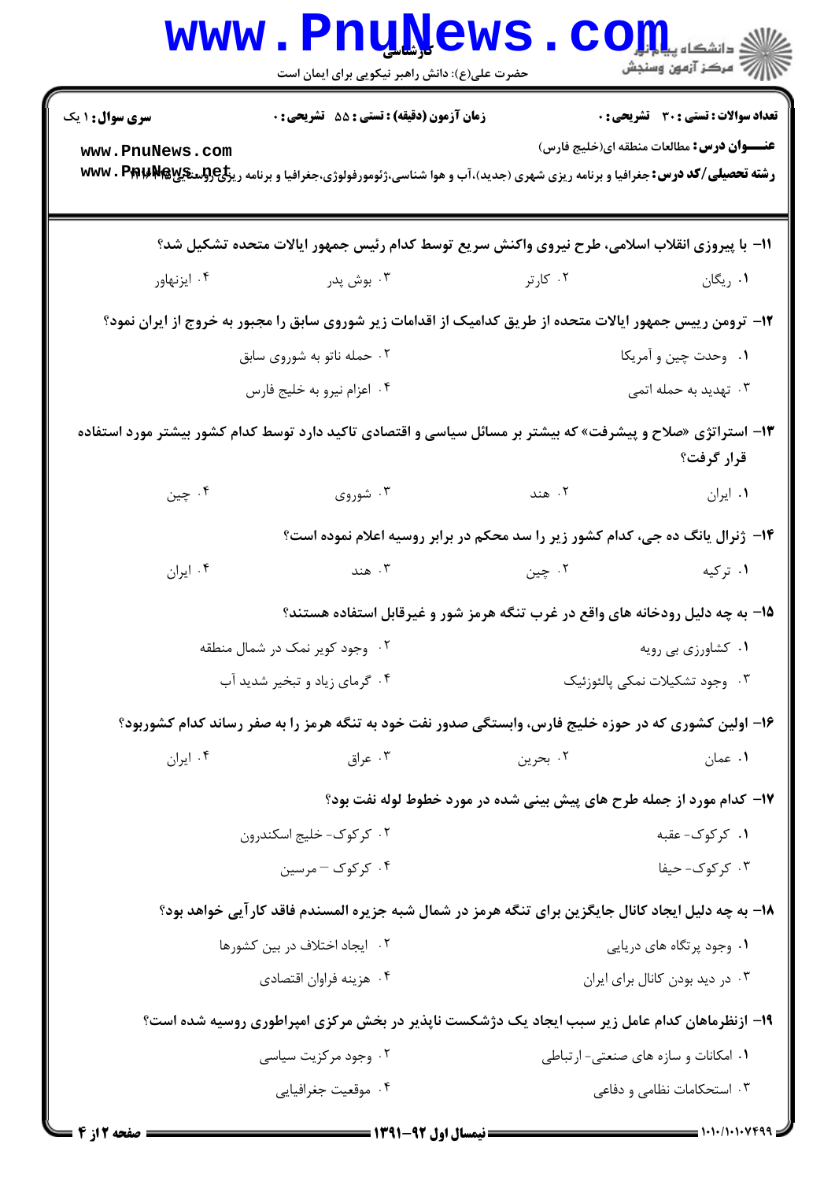**۱۱-** با پیروزی انقلاب اسلامی، طرح نیروی واکنش سریع توسط کدام رئیس جمهور ایالات متحده تشکیل شد؟

۱. ریگان
۲. کارتر
۳. بوش پدر
۴. ایزنهاور

**۱۲-** ترومن رییس جمهور ایالات متحده از طریق کدامیک از اقدامات زیر شوروی سابق را مجبور به خروج از ایران نمود؟

۱. وحدت چین و آمریکا
۲. حمله ناتو به شوروی سابق
۳. تهدید به حمله اتمی
۴. اعزام نیرو به خلیج فارس

**۱۳-** استراتژی «صلاح و پیشرفت» که بیشتر بر مسائل سیاسی و اقتصادی تاکید دارد توسط کدام کشور بیشتر مورد استفاده قرار گرفت؟

۱. ایران
۲. هند
۳. شوروی
۴. چین

**۱۴-** ژنرال یانگ ده جی، کدام کشور زیر را سد محکم در برابر روسیه اعلام نموده است؟

۱. ترکیه
۲. چین
۳. هند
۴. ایران

**۱۵-** به چه دلیل رودخانه های واقع در غرب تنگه هرمز شور و غیرقابل استفاده هستند؟

۱. کشاورزی بی رویه
۲. وجود کویر نمک در شمال منطقه
۳. وجود تشکیلات نمکی پالئوزئیک
۴. گرمای زیاد و تبخیر شدید آب

**۱۶-** اولین کشوری که در حوزه خلیج فارس، وابستگی صدور نفت خود به تنگه هرمز را به صفر رساند کدام کشوربود؟

۱. عمان
۲. بحرین
۳. عراق
۴. ایران

**۱۷-** کدام مورد از جمله طرح های پیش بینی شده در مورد خطوط لوله نفت بود؟

۱. کرکوک- عقبه
۲. کرکوک- خلیج اسکندرون
۳. کرکوک- حیفا
۴. کرکوک – مرسین

**۱۸-** به چه دلیل ایجاد کانال جایگزین برای تنگه هرمز در شمال شبه جزیره المسندم فاقد کارآیی خواهد بود؟

۱. وجود پرتگاه های دریایی
۲. ایجاد اختلاف در بین کشورها
۳. در دید بودن کانال برای ایران
۴. هزینه فراوان اقتصادی

**۱۹-** ازنظرماهان کدام عامل زیر سبب ایجاد یک دژشکست ناپذیر در بخش مرکزی امپراطوری روسیه شده است؟

۱. امکانات و سازه های صنعتی- ارتباطی
۲. وجود مرکزیت سیاسی
۳. استحکامات نظامی و دفاعی
۴. موقعیت جغرافیایی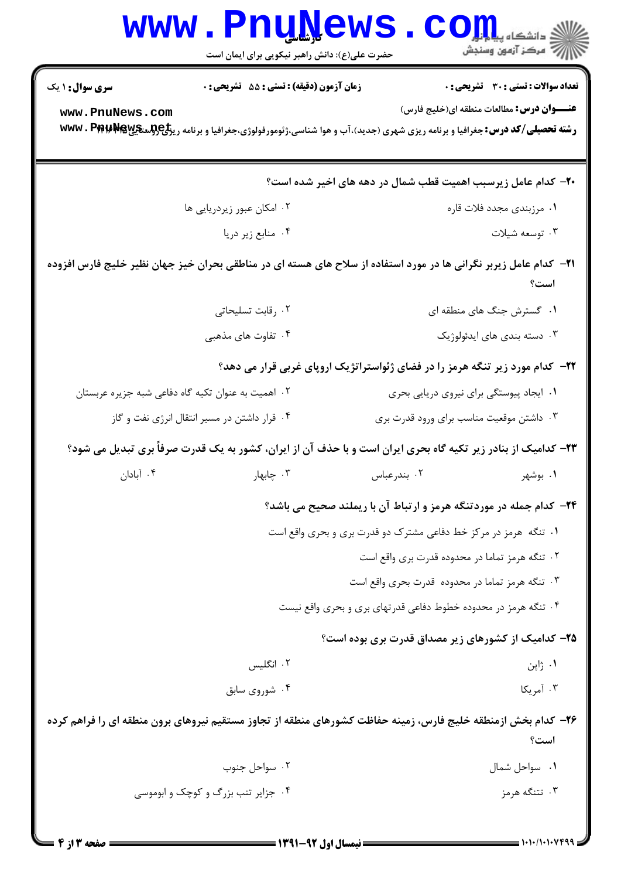**سری سوال:** ۱ یک

**زمان آزمون (دقیقه) : تستی :** ۵۵ **تشریحی :** ۰

**تعداد سوالات : تستی :** ۳۰ **تشریحی :** ۰

**عنـــوان درس:** مطالعات منطقه ای(خلیج فارس)

**رشته تحصیلی/کد درس:** جغرافیا و برنامه ریزی شهری (جدید)،آب و هوا شناسی،ژئومورفولوژی،جغرافیا و برنامه ریزی روستایی

**۲۰- کدام عامل زیربسب اهمیت قطب شمال در دهه های اخیر شده است؟**

۱. مرزبندی مجدد فلات قاره

۲. امکان عبور زیردریایی ها

۳. توسعه شیلات

۴. منابع زیر دریا

**۲۱- کدام عامل زیربر نگرانی ها در مورد استفاده از سلاح های هسته ای در مناطقی بحران خیز جهان نظیر خلیج فارس افزوده است؟**

۱. گسترش جنگ های منطقه ای

۲. رقابت تسلیحاتی

۳. دسته بندی های ایدئولوژیک

۴. تفاوت های مذهبی

**۲۲- کدام مورد زیر تنگه هرمز را در فضای ژئواستراتژیک اروپای غربی قرار می دهد؟**

۱. ایجاد پیوستگی برای نیروی دریایی بحری

۲. اهمیت به عنوان تکیه گاه دفاعی شبه جزیره عربستان

۳. داشتن موقعیت مناسب برای ورود قدرت بری

۴. قرار داشتن در مسیر انتقال انرژی نفت و گاز

**۲۳- کدامیک از بنادر زیر تکیه گاه بحری ایران است و با حذف آن از ایران، کشور به یک قدرت صرفاً بری تبدیل می شود؟**

۱. بوشهر

۲. بندرعباس

۳. چابهار

۴. آبادان

**۲۴- کدام جمله در موردتنگه هرمز و ارتباط آن با ریملند صحیح می باشد؟**

۱. تنگه هرمز در مرکز خط دفاعی مشترک دو قدرت بری و بحری واقع است

۲. تنگه هرمز تماما در محدوده قدرت بری واقع است

۳. تنگه هرمز تماما در محدوده قدرت بحری واقع است

۴. تنگه هرمز در محدوده خطوط دفاعی قدرتهای بری و بحری واقع نیست

**۲۵- کدامیک از کشورهای زیر مصداق قدرت بری بوده است؟**

۱. ژاپن

۲. انگلیس

۳. آمریکا

۴. شوروی سابق

**۲۶- کدام بخش ازمنطقه خلیج فارس، زمینه حفاظت کشورهای منطقه از تجاوز مستقیم نیروهای برون منطقه ای را فراهم کرده است؟**

۱. سواحل شمال

۲. سواحل جنوب

۳. تتنگه هرمز

۴. جزایر تنب بزرگ و کوچک و ابوموسی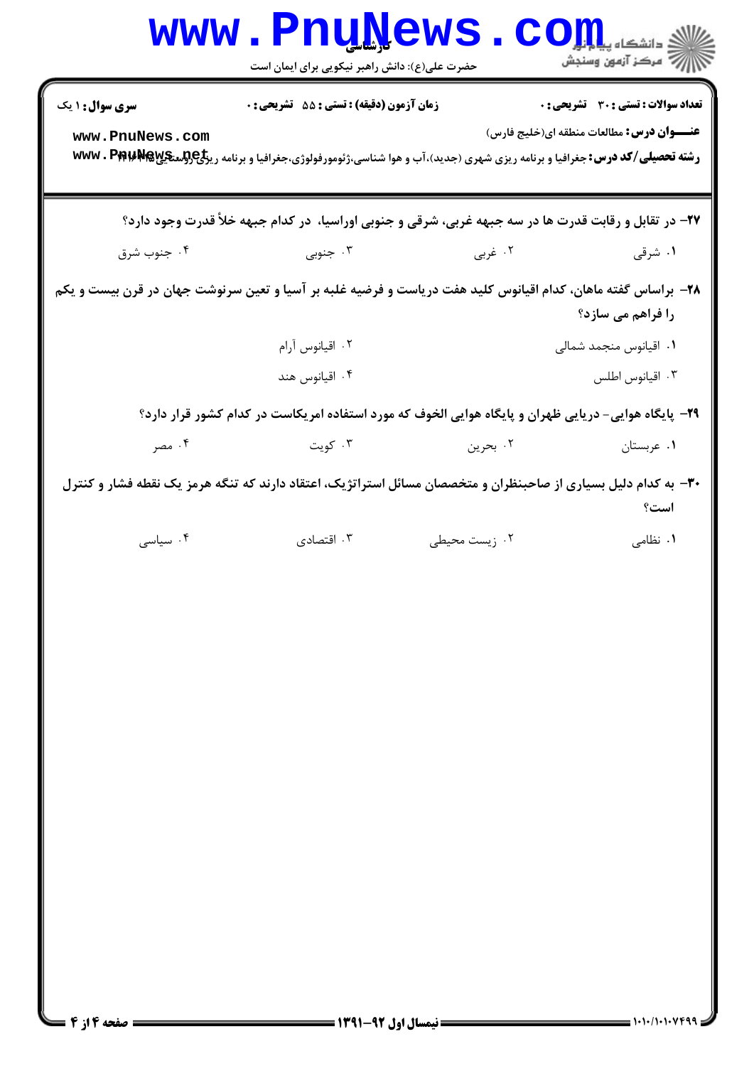۲۷- در تقابل و رقابت قدرت ها در سه جبهه غربی، شرقی و جنوبی اوراسیا، در کدام جبهه خلأ قدرت وجود دارد؟

۱. شرقی
۲. غربی
۳. جنوبی
۴. جنوب شرق

۲۸- براساس گفته ماهان، کدام اقیانوس کلید هفت دریاست و فرضیه غلبه بر آسیا و تعین سرنوشت جهان در قرن بیست و یکم را فراهم می سازد؟

۱. اقیانوس منجمد شمالی
۲. اقیانوس آرام
۳. اقیانوس اطلس
۴. اقیانوس هند

۲۹- پایگاه هوایی- دریایی ظهران و پایگاه هوایی الخوف که مورد استفاده امریکاست در کدام کشور قرار دارد؟

۱. عربستان
۲. بحرین
۳. کویت
۴. مصر

۳۰- به کدام دلیل بسیاری از صاحبنظران و متخصصان مسائل استراتژیک، اعتقاد دارند که تنگه هرمز یک نقطه فشار و کنترل است؟

۱. نظامی
۲. زیست محیطی
۳. اقتصادی
۴. سیاسی